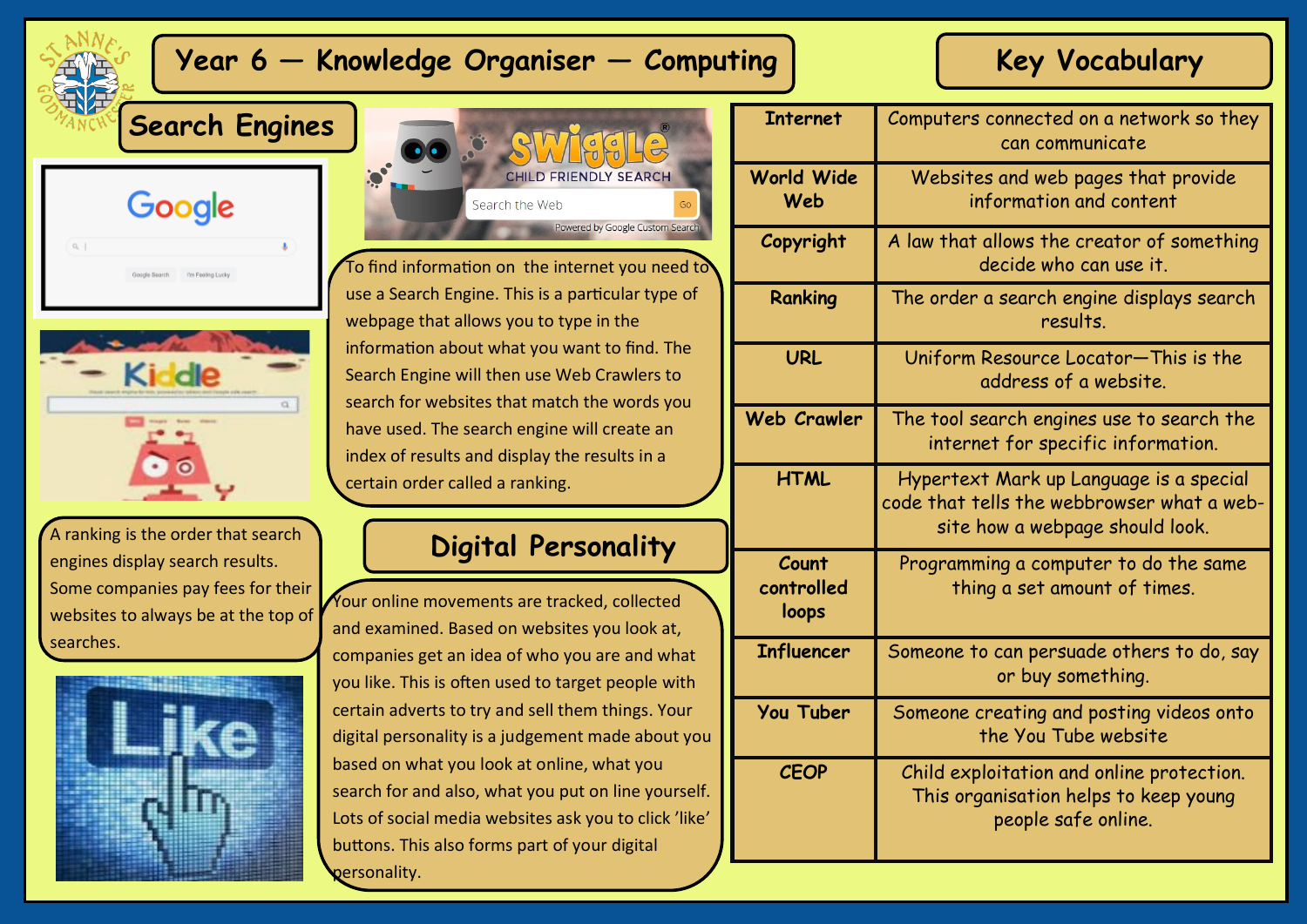# Year 6 — Knowledge Organiser — Computing

## Search Engines

To find information on the internet you need to use a Search Engine. This is a particular type of webpage that allows you to type in the information about what you want to find. The Search Engine will then use Web Crawlers to search for websites that match the words you have used. The search engine will create an index of results and display the results in a certain order called a ranking.

A ranking is the order that search engines display search results. Some companies pay fees for their websites to always be at the top of searches.

## Digital Personality

Your online movements are tracked, collected and examined. Based on websites you look at, companies get an idea of who you are and what you like. This is often used to target people with certain adverts to try and sell them things. Your digital personality is a judgement made about you based on what you look at online, what you search for and also, what you put on line yourself. Lots of social media websites ask you to click 'like' buttons. This also forms part of your digital personality.

## Key Vocabulary

| Term | Definition |
| --- | --- |
| **Internet** | Computers connected on a network so they can communicate |
| **World Wide Web** | Websites and web pages that provide information and content |
| **Copyright** | A law that allows the creator of something decide who can use it. |
| **Ranking** | The order a search engine displays search results. |
| **URL** | Uniform Resource Locator—This is the address of a website. |
| **Web Crawler** | The tool search engines use to search the internet for specific information. |
| **HTML** | Hypertext Mark up Language is a special code that tells the webbrowser what a web-site how a webpage should look. |
| **Count controlled loops** | Programming a computer to do the same thing a set amount of times. |
| **Influencer** | Someone to can persuade others to do, say or buy something. |
| **You Tuber** | Someone creating and posting videos onto the You Tube website |
| **CEOP** | Child exploitation and online protection. This organisation helps to keep young people safe online. |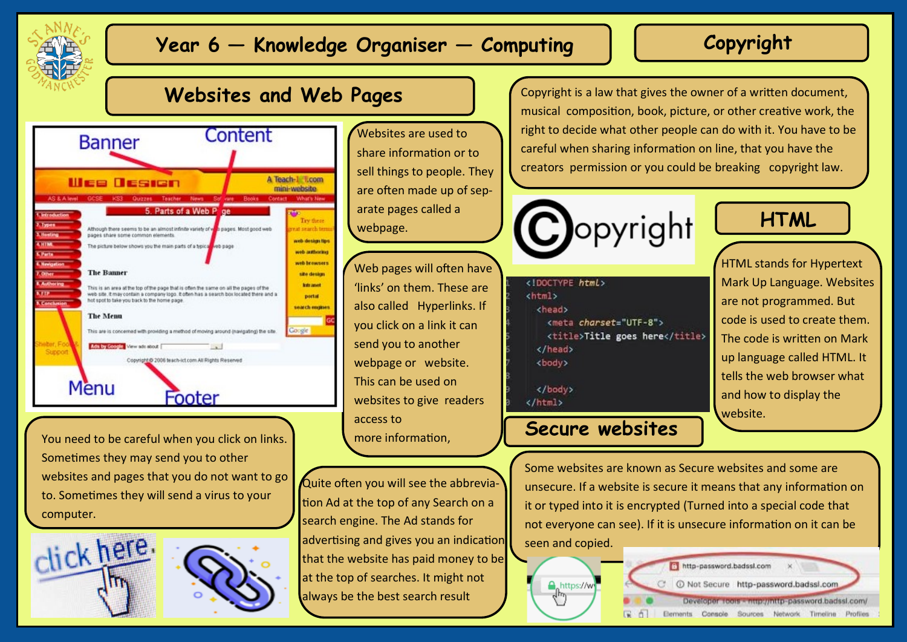# Year 6 — Knowledge Organiser — Computing

## Websites and Web Pages

Websites are used to share information or to sell things to people. They are often made up of separate pages called a webpage.

Web pages will often have 'links' on them. These are also called Hyperlinks. If you click on a link it can send you to another webpage or website. This can be used on websites to give readers access to more information,

You need to be careful when you click on links. Sometimes they may send you to other websites and pages that you do not want to go to. Sometimes they will send a virus to your computer.

Quite often you will see the abbreviation Ad at the top of any Search on a search engine. The Ad stands for advertising and gives you an indication that the website has paid money to be at the top of searches. It might not always be the best search result

## Copyright

Copyright is a law that gives the owner of a written document, musical composition, book, picture, or other creative work, the right to decide what other people can do with it. You have to be careful when sharing information on line, that you have the creators permission or you could be breaking copyright law.

## HTML

HTML stands for Hypertext Mark Up Language. Websites are not programmed. But code is used to create them. The code is written on Mark up language called HTML. It tells the web browser what and how to display the website.

```
<!DOCTYPE html>
<html>
  <head>
    <meta charset="UTF-8">
    <title>Title goes here</title>
  </head>
  <body>

  </body>
</html>
```

## Secure websites

Some websites are known as Secure websites and some are unsecure. If a website is secure it means that any information on it or typed into it is encrypted (Turned into a special code that not everyone can see). If it is unsecure information on it can be seen and copied.